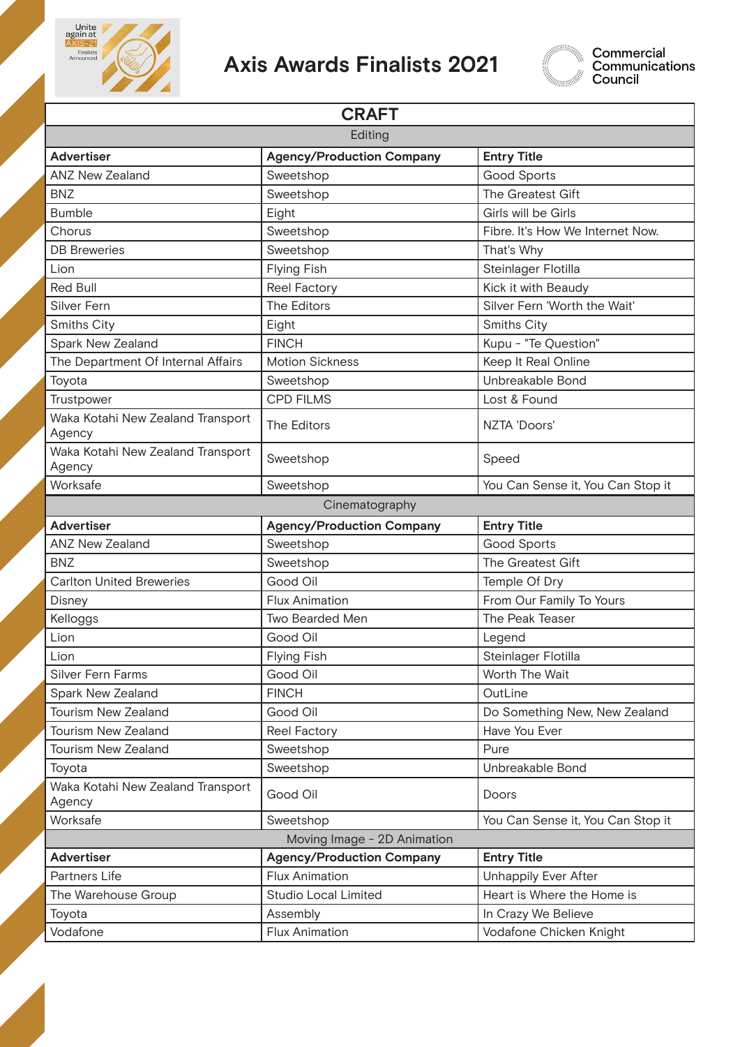# Axis Awards Finalists 2021

Commercial Communications Council

## CRAFT

### Editing

| Advertiser | Agency/Production Company | Entry Title |
|---|---|---|
| ANZ New Zealand | Sweetshop | Good Sports |
| BNZ | Sweetshop | The Greatest Gift |
| Bumble | Eight | Girls will be Girls |
| Chorus | Sweetshop | Fibre. It's How We Internet Now. |
| DB Breweries | Sweetshop | That's Why |
| Lion | Flying Fish | Steinlager Flotilla |
| Red Bull | Reel Factory | Kick it with Beaudy |
| Silver Fern | The Editors | Silver Fern 'Worth the Wait' |
| Smiths City | Eight | Smiths City |
| Spark New Zealand | FINCH | Kupu - "Te Question" |
| The Department Of Internal Affairs | Motion Sickness | Keep It Real Online |
| Toyota | Sweetshop | Unbreakable Bond |
| Trustpower | CPD FILMS | Lost & Found |
| Waka Kotahi New Zealand Transport Agency | The Editors | NZTA 'Doors' |
| Waka Kotahi New Zealand Transport Agency | Sweetshop | Speed |
| Worksafe | Sweetshop | You Can Sense it, You Can Stop it |

### Cinematography

| Advertiser | Agency/Production Company | Entry Title |
|---|---|---|
| ANZ New Zealand | Sweetshop | Good Sports |
| BNZ | Sweetshop | The Greatest Gift |
| Carlton United Breweries | Good Oil | Temple Of Dry |
| Disney | Flux Animation | From Our Family To Yours |
| Kelloggs | Two Bearded Men | The Peak Teaser |
| Lion | Good Oil | Legend |
| Lion | Flying Fish | Steinlager Flotilla |
| Silver Fern Farms | Good Oil | Worth The Wait |
| Spark New Zealand | FINCH | OutLine |
| Tourism New Zealand | Good Oil | Do Something New, New Zealand |
| Tourism New Zealand | Reel Factory | Have You Ever |
| Tourism New Zealand | Sweetshop | Pure |
| Toyota | Sweetshop | Unbreakable Bond |
| Waka Kotahi New Zealand Transport Agency | Good Oil | Doors |
| Worksafe | Sweetshop | You Can Sense it, You Can Stop it |

### Moving Image - 2D Animation

| Advertiser | Agency/Production Company | Entry Title |
|---|---|---|
| Partners Life | Flux Animation | Unhappily Ever After |
| The Warehouse Group | Studio Local Limited | Heart is Where the Home is |
| Toyota | Assembly | In Crazy We Believe |
| Vodafone | Flux Animation | Vodafone Chicken Knight |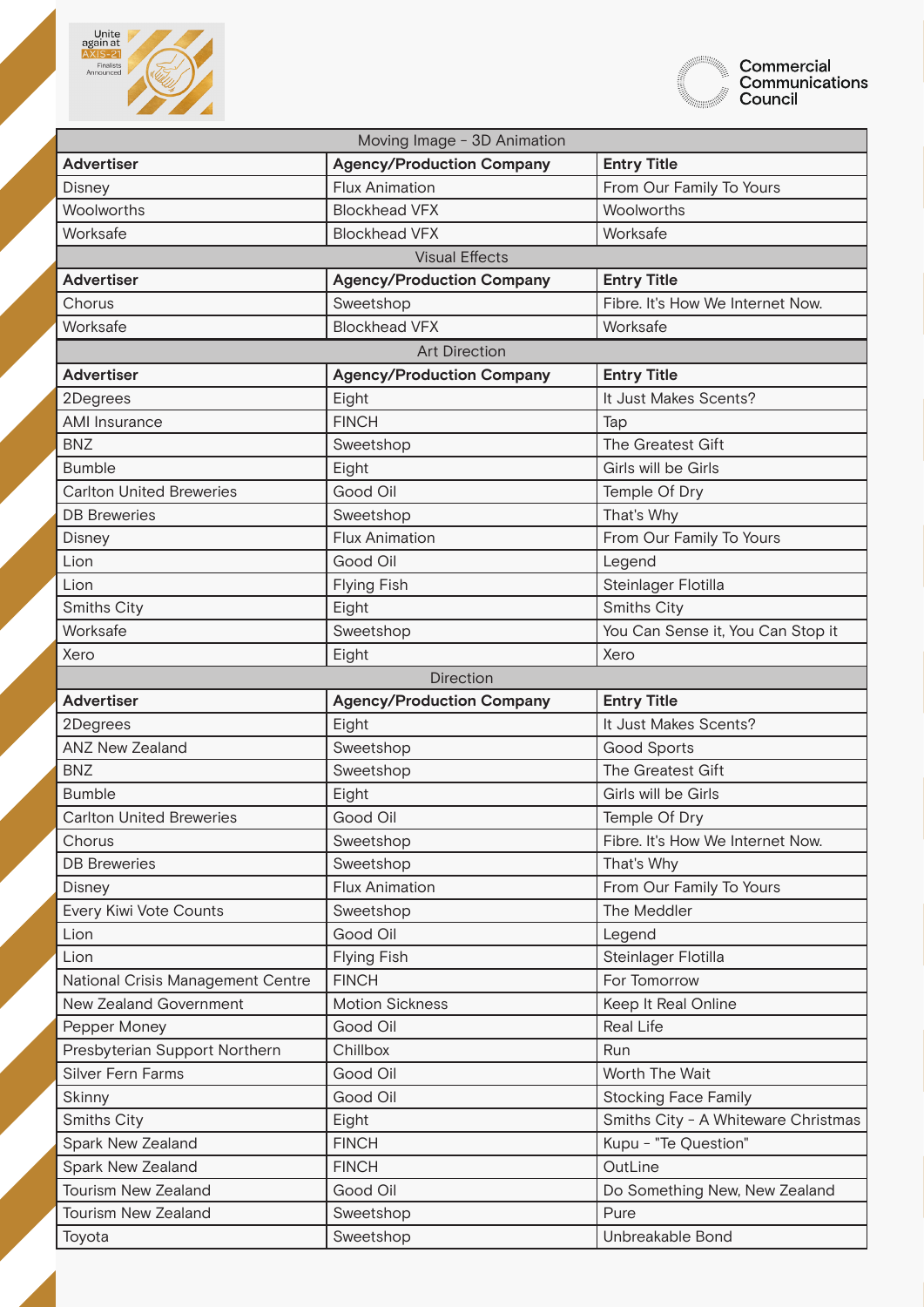| Moving Image - 3D Animation | | |
|---|---|---|
| **Advertiser** | **Agency/Production Company** | **Entry Title** |
| Disney | Flux Animation | From Our Family To Yours |
| Woolworths | Blockhead VFX | Woolworths |
| Worksafe | Blockhead VFX | Worksafe |
| Visual Effects | | |
| **Advertiser** | **Agency/Production Company** | **Entry Title** |
| Chorus | Sweetshop | Fibre. It's How We Internet Now. |
| Worksafe | Blockhead VFX | Worksafe |
| Art Direction | | |
| **Advertiser** | **Agency/Production Company** | **Entry Title** |
| 2Degrees | Eight | It Just Makes Scents? |
| AMI Insurance | FINCH | Tap |
| BNZ | Sweetshop | The Greatest Gift |
| Bumble | Eight | Girls will be Girls |
| Carlton United Breweries | Good Oil | Temple Of Dry |
| DB Breweries | Sweetshop | That's Why |
| Disney | Flux Animation | From Our Family To Yours |
| Lion | Good Oil | Legend |
| Lion | Flying Fish | Steinlager Flotilla |
| Smiths City | Eight | Smiths City |
| Worksafe | Sweetshop | You Can Sense it, You Can Stop it |
| Xero | Eight | Xero |
| Direction | | |
| **Advertiser** | **Agency/Production Company** | **Entry Title** |
| 2Degrees | Eight | It Just Makes Scents? |
| ANZ New Zealand | Sweetshop | Good Sports |
| BNZ | Sweetshop | The Greatest Gift |
| Bumble | Eight | Girls will be Girls |
| Carlton United Breweries | Good Oil | Temple Of Dry |
| Chorus | Sweetshop | Fibre. It's How We Internet Now. |
| DB Breweries | Sweetshop | That's Why |
| Disney | Flux Animation | From Our Family To Yours |
| Every Kiwi Vote Counts | Sweetshop | The Meddler |
| Lion | Good Oil | Legend |
| Lion | Flying Fish | Steinlager Flotilla |
| National Crisis Management Centre | FINCH | For Tomorrow |
| New Zealand Government | Motion Sickness | Keep It Real Online |
| Pepper Money | Good Oil | Real Life |
| Presbyterian Support Northern | Chillbox | Run |
| Silver Fern Farms | Good Oil | Worth The Wait |
| Skinny | Good Oil | Stocking Face Family |
| Smiths City | Eight | Smiths City - A Whiteware Christmas |
| Spark New Zealand | FINCH | Kupu - "Te Question" |
| Spark New Zealand | FINCH | OutLine |
| Tourism New Zealand | Good Oil | Do Something New, New Zealand |
| Tourism New Zealand | Sweetshop | Pure |
| Toyota | Sweetshop | Unbreakable Bond |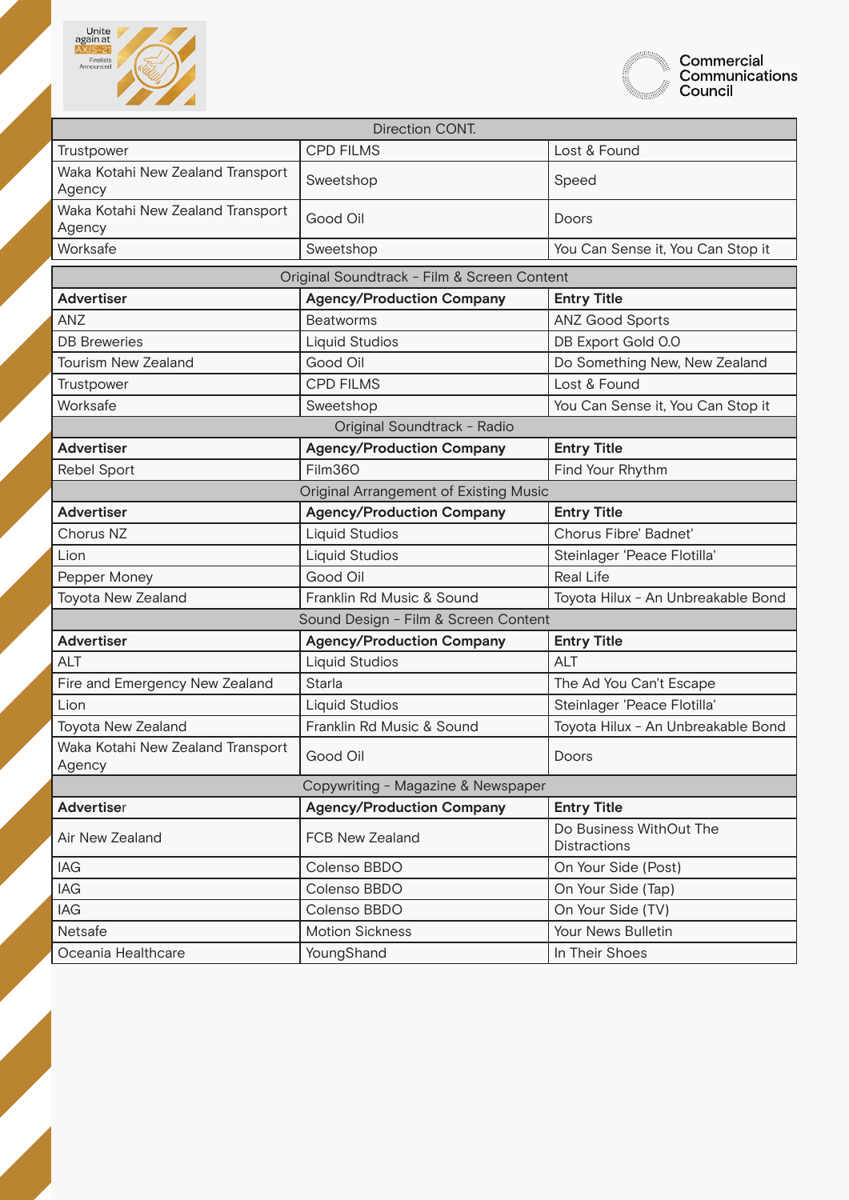| Direction CONT. | | |
|---|---|---|
| Trustpower | CPD FILMS | Lost & Found |
| Waka Kotahi New Zealand Transport Agency | Sweetshop | Speed |
| Waka Kotahi New Zealand Transport Agency | Good Oil | Doors |
| Worksafe | Sweetshop | You Can Sense it, You Can Stop it |

| Original Soundtrack - Film & Screen Content | | |
|---|---|---|
| **Advertiser** | **Agency/Production Company** | **Entry Title** |
| ANZ | Beatworms | ANZ Good Sports |
| DB Breweries | Liquid Studios | DB Export Gold 0.0 |
| Tourism New Zealand | Good Oil | Do Something New, New Zealand |
| Trustpower | CPD FILMS | Lost & Found |
| Worksafe | Sweetshop | You Can Sense it, You Can Stop it |

| Original Soundtrack - Radio | | |
|---|---|---|
| **Advertiser** | **Agency/Production Company** | **Entry Title** |
| Rebel Sport | Film360 | Find Your Rhythm |

| Original Arrangement of Existing Music | | |
|---|---|---|
| **Advertiser** | **Agency/Production Company** | **Entry Title** |
| Chorus NZ | Liquid Studios | Chorus Fibre' Badnet' |
| Lion | Liquid Studios | Steinlager 'Peace Flotilla' |
| Pepper Money | Good Oil | Real Life |
| Toyota New Zealand | Franklin Rd Music & Sound | Toyota Hilux - An Unbreakable Bond |

| Sound Design - Film & Screen Content | | |
|---|---|---|
| **Advertiser** | **Agency/Production Company** | **Entry Title** |
| ALT | Liquid Studios | ALT |
| Fire and Emergency New Zealand | Starla | The Ad You Can't Escape |
| Lion | Liquid Studios | Steinlager 'Peace Flotilla' |
| Toyota New Zealand | Franklin Rd Music & Sound | Toyota Hilux - An Unbreakable Bond |
| Waka Kotahi New Zealand Transport Agency | Good Oil | Doors |

| Copywriting - Magazine & Newspaper | | |
|---|---|---|
| **Advertiser** | **Agency/Production Company** | **Entry Title** |
| Air New Zealand | FCB New Zealand | Do Business WithOut The Distractions |
| IAG | Colenso BBDO | On Your Side (Post) |
| IAG | Colenso BBDO | On Your Side (Tap) |
| IAG | Colenso BBDO | On Your Side (TV) |
| Netsafe | Motion Sickness | Your News Bulletin |
| Oceania Healthcare | YoungShand | In Their Shoes |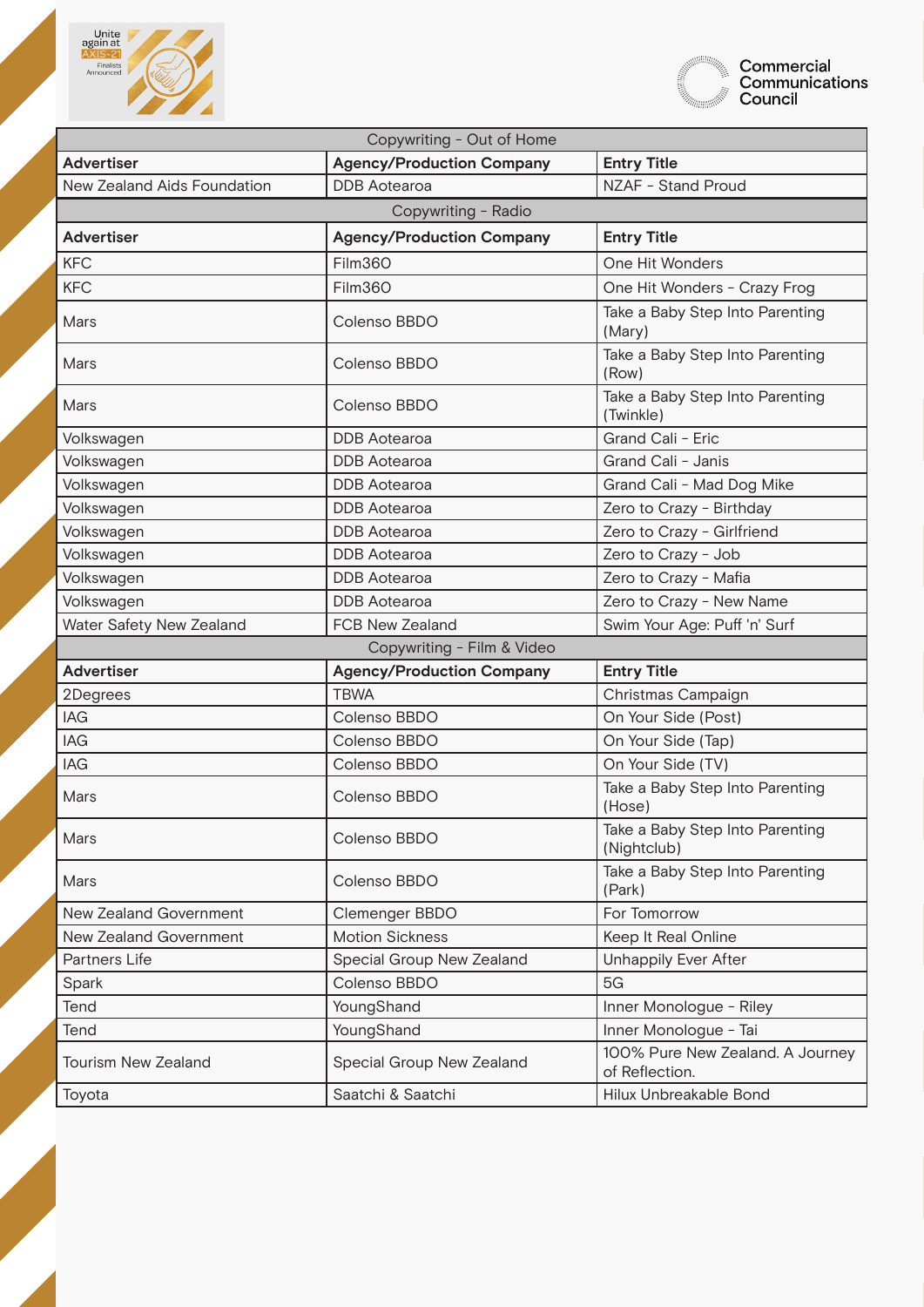## Copywriting - Out of Home

| Advertiser | Agency/Production Company | Entry Title |
|---|---|---|
| New Zealand Aids Foundation | DDB Aotearoa | NZAF - Stand Proud |

## Copywriting - Radio

| Advertiser | Agency/Production Company | Entry Title |
|---|---|---|
| KFC | Film360 | One Hit Wonders |
| KFC | Film360 | One Hit Wonders - Crazy Frog |
| Mars | Colenso BBDO | Take a Baby Step Into Parenting (Mary) |
| Mars | Colenso BBDO | Take a Baby Step Into Parenting (Row) |
| Mars | Colenso BBDO | Take a Baby Step Into Parenting (Twinkle) |
| Volkswagen | DDB Aotearoa | Grand Cali - Eric |
| Volkswagen | DDB Aotearoa | Grand Cali - Janis |
| Volkswagen | DDB Aotearoa | Grand Cali - Mad Dog Mike |
| Volkswagen | DDB Aotearoa | Zero to Crazy - Birthday |
| Volkswagen | DDB Aotearoa | Zero to Crazy - Girlfriend |
| Volkswagen | DDB Aotearoa | Zero to Crazy - Job |
| Volkswagen | DDB Aotearoa | Zero to Crazy - Mafia |
| Volkswagen | DDB Aotearoa | Zero to Crazy - New Name |
| Water Safety New Zealand | FCB New Zealand | Swim Your Age: Puff 'n' Surf |

## Copywriting - Film & Video

| Advertiser | Agency/Production Company | Entry Title |
|---|---|---|
| 2Degrees | TBWA | Christmas Campaign |
| IAG | Colenso BBDO | On Your Side (Post) |
| IAG | Colenso BBDO | On Your Side (Tap) |
| IAG | Colenso BBDO | On Your Side (TV) |
| Mars | Colenso BBDO | Take a Baby Step Into Parenting (Hose) |
| Mars | Colenso BBDO | Take a Baby Step Into Parenting (Nightclub) |
| Mars | Colenso BBDO | Take a Baby Step Into Parenting (Park) |
| New Zealand Government | Clemenger BBDO | For Tomorrow |
| New Zealand Government | Motion Sickness | Keep It Real Online |
| Partners Life | Special Group New Zealand | Unhappily Ever After |
| Spark | Colenso BBDO | 5G |
| Tend | YoungShand | Inner Monologue - Riley |
| Tend | YoungShand | Inner Monologue - Tai |
| Tourism New Zealand | Special Group New Zealand | 100% Pure New Zealand. A Journey of Reflection. |
| Toyota | Saatchi & Saatchi | Hilux Unbreakable Bond |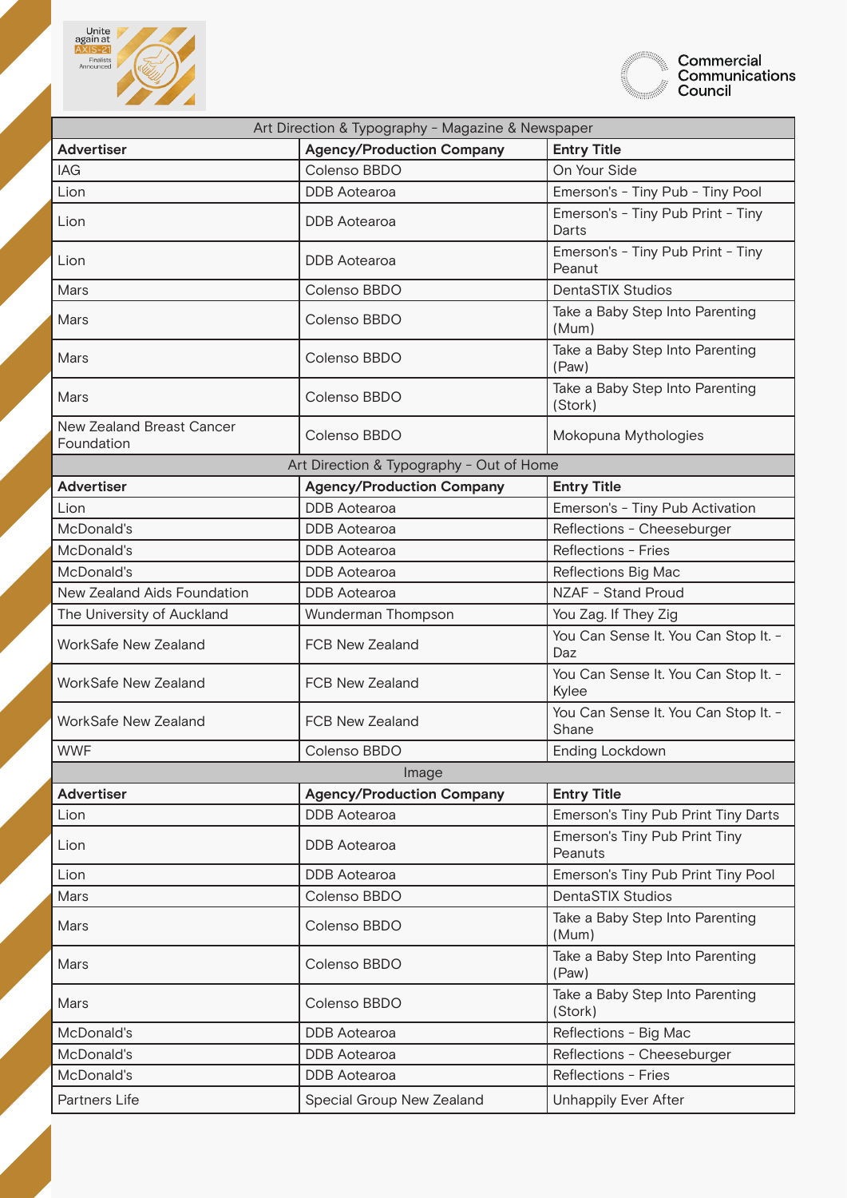## Art Direction & Typography - Magazine & Newspaper

| Advertiser | Agency/Production Company | Entry Title |
|---|---|---|
| IAG | Colenso BBDO | On Your Side |
| Lion | DDB Aotearoa | Emerson's - Tiny Pub - Tiny Pool |
| Lion | DDB Aotearoa | Emerson's - Tiny Pub Print - Tiny Darts |
| Lion | DDB Aotearoa | Emerson's - Tiny Pub Print - Tiny Peanut |
| Mars | Colenso BBDO | DentaSTIX Studios |
| Mars | Colenso BBDO | Take a Baby Step Into Parenting (Mum) |
| Mars | Colenso BBDO | Take a Baby Step Into Parenting (Paw) |
| Mars | Colenso BBDO | Take a Baby Step Into Parenting (Stork) |
| New Zealand Breast Cancer Foundation | Colenso BBDO | Mokopuna Mythologies |

## Art Direction & Typography - Out of Home

| Advertiser | Agency/Production Company | Entry Title |
|---|---|---|
| Lion | DDB Aotearoa | Emerson's - Tiny Pub Activation |
| McDonald's | DDB Aotearoa | Reflections - Cheeseburger |
| McDonald's | DDB Aotearoa | Reflections - Fries |
| McDonald's | DDB Aotearoa | Reflections Big Mac |
| New Zealand Aids Foundation | DDB Aotearoa | NZAF - Stand Proud |
| The University of Auckland | Wunderman Thompson | You Zag. If They Zig |
| WorkSafe New Zealand | FCB New Zealand | You Can Sense It. You Can Stop It. - Daz |
| WorkSafe New Zealand | FCB New Zealand | You Can Sense It. You Can Stop It. - Kylee |
| WorkSafe New Zealand | FCB New Zealand | You Can Sense It. You Can Stop It. - Shane |
| WWF | Colenso BBDO | Ending Lockdown |

## Image

| Advertiser | Agency/Production Company | Entry Title |
|---|---|---|
| Lion | DDB Aotearoa | Emerson's Tiny Pub Print Tiny Darts |
| Lion | DDB Aotearoa | Emerson's Tiny Pub Print Tiny Peanuts |
| Lion | DDB Aotearoa | Emerson's Tiny Pub Print Tiny Pool |
| Mars | Colenso BBDO | DentaSTIX Studios |
| Mars | Colenso BBDO | Take a Baby Step Into Parenting (Mum) |
| Mars | Colenso BBDO | Take a Baby Step Into Parenting (Paw) |
| Mars | Colenso BBDO | Take a Baby Step Into Parenting (Stork) |
| McDonald's | DDB Aotearoa | Reflections - Big Mac |
| McDonald's | DDB Aotearoa | Reflections - Cheeseburger |
| McDonald's | DDB Aotearoa | Reflections - Fries |
| Partners Life | Special Group New Zealand | Unhappily Ever After |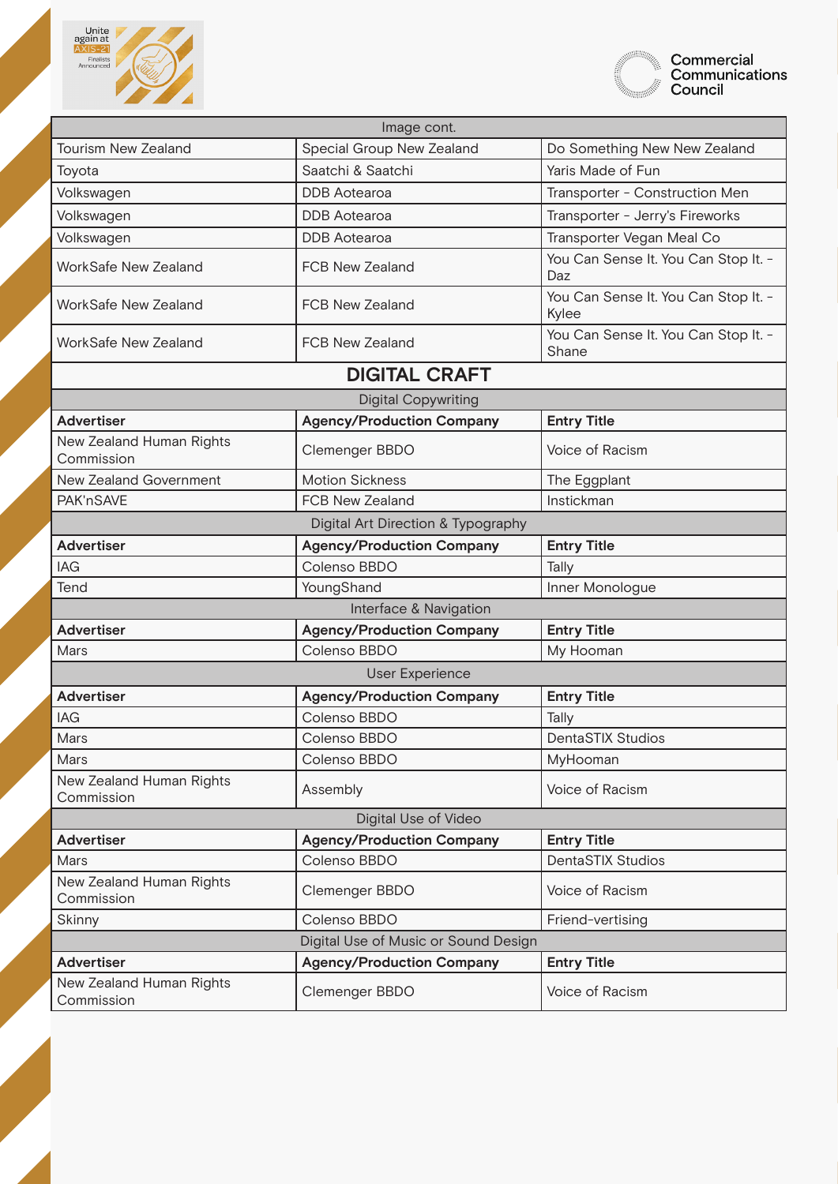## Image cont.

| Advertiser | Agency/Production Company | Entry Title |
|---|---|---|
| Tourism New Zealand | Special Group New Zealand | Do Something New New Zealand |
| Toyota | Saatchi & Saatchi | Yaris Made of Fun |
| Volkswagen | DDB Aotearoa | Transporter - Construction Men |
| Volkswagen | DDB Aotearoa | Transporter - Jerry's Fireworks |
| Volkswagen | DDB Aotearoa | Transporter Vegan Meal Co |
| WorkSafe New Zealand | FCB New Zealand | You Can Sense It. You Can Stop It. - Daz |
| WorkSafe New Zealand | FCB New Zealand | You Can Sense It. You Can Stop It. - Kylee |
| WorkSafe New Zealand | FCB New Zealand | You Can Sense It. You Can Stop It. - Shane |

# DIGITAL CRAFT

## Digital Copywriting

| Advertiser | Agency/Production Company | Entry Title |
|---|---|---|
| New Zealand Human Rights Commission | Clemenger BBDO | Voice of Racism |
| New Zealand Government | Motion Sickness | The Eggplant |
| PAK'nSAVE | FCB New Zealand | Instickman |

## Digital Art Direction & Typography

| Advertiser | Agency/Production Company | Entry Title |
|---|---|---|
| IAG | Colenso BBDO | Tally |
| Tend | YoungShand | Inner Monologue |

## Interface & Navigation

| Advertiser | Agency/Production Company | Entry Title |
|---|---|---|
| Mars | Colenso BBDO | My Hooman |

## User Experience

| Advertiser | Agency/Production Company | Entry Title |
|---|---|---|
| IAG | Colenso BBDO | Tally |
| Mars | Colenso BBDO | DentaSTIX Studios |
| Mars | Colenso BBDO | MyHooman |
| New Zealand Human Rights Commission | Assembly | Voice of Racism |

## Digital Use of Video

| Advertiser | Agency/Production Company | Entry Title |
|---|---|---|
| Mars | Colenso BBDO | DentaSTIX Studios |
| New Zealand Human Rights Commission | Clemenger BBDO | Voice of Racism |
| Skinny | Colenso BBDO | Friend-vertising |

## Digital Use of Music or Sound Design

| Advertiser | Agency/Production Company | Entry Title |
|---|---|---|
| New Zealand Human Rights Commission | Clemenger BBDO | Voice of Racism |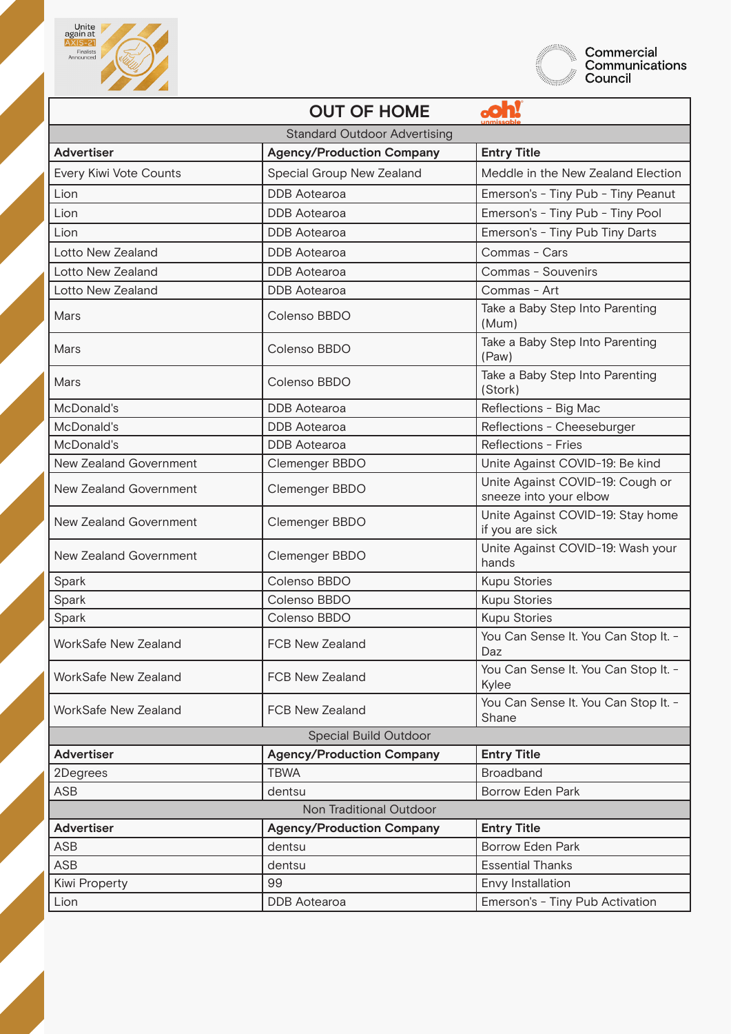# OUT OF HOME

## Standard Outdoor Advertising

| Advertiser | Agency/Production Company | Entry Title |
|---|---|---|
| Every Kiwi Vote Counts | Special Group New Zealand | Meddle in the New Zealand Election |
| Lion | DDB Aotearoa | Emerson's - Tiny Pub - Tiny Peanut |
| Lion | DDB Aotearoa | Emerson's - Tiny Pub - Tiny Pool |
| Lion | DDB Aotearoa | Emerson's - Tiny Pub Tiny Darts |
| Lotto New Zealand | DDB Aotearoa | Commas - Cars |
| Lotto New Zealand | DDB Aotearoa | Commas - Souvenirs |
| Lotto New Zealand | DDB Aotearoa | Commas - Art |
| Mars | Colenso BBDO | Take a Baby Step Into Parenting (Mum) |
| Mars | Colenso BBDO | Take a Baby Step Into Parenting (Paw) |
| Mars | Colenso BBDO | Take a Baby Step Into Parenting (Stork) |
| McDonald's | DDB Aotearoa | Reflections - Big Mac |
| McDonald's | DDB Aotearoa | Reflections - Cheeseburger |
| McDonald's | DDB Aotearoa | Reflections - Fries |
| New Zealand Government | Clemenger BBDO | Unite Against COVID-19: Be kind |
| New Zealand Government | Clemenger BBDO | Unite Against COVID-19: Cough or sneeze into your elbow |
| New Zealand Government | Clemenger BBDO | Unite Against COVID-19: Stay home if you are sick |
| New Zealand Government | Clemenger BBDO | Unite Against COVID-19: Wash your hands |
| Spark | Colenso BBDO | Kupu Stories |
| Spark | Colenso BBDO | Kupu Stories |
| Spark | Colenso BBDO | Kupu Stories |
| WorkSafe New Zealand | FCB New Zealand | You Can Sense It. You Can Stop It. - Daz |
| WorkSafe New Zealand | FCB New Zealand | You Can Sense It. You Can Stop It. - Kylee |
| WorkSafe New Zealand | FCB New Zealand | You Can Sense It. You Can Stop It. - Shane |

## Special Build Outdoor

| Advertiser | Agency/Production Company | Entry Title |
|---|---|---|
| 2Degrees | TBWA | Broadband |
| ASB | dentsu | Borrow Eden Park |

## Non Traditional Outdoor

| Advertiser | Agency/Production Company | Entry Title |
|---|---|---|
| ASB | dentsu | Borrow Eden Park |
| ASB | dentsu | Essential Thanks |
| Kiwi Property | 99 | Envy Installation |
| Lion | DDB Aotearoa | Emerson's - Tiny Pub Activation |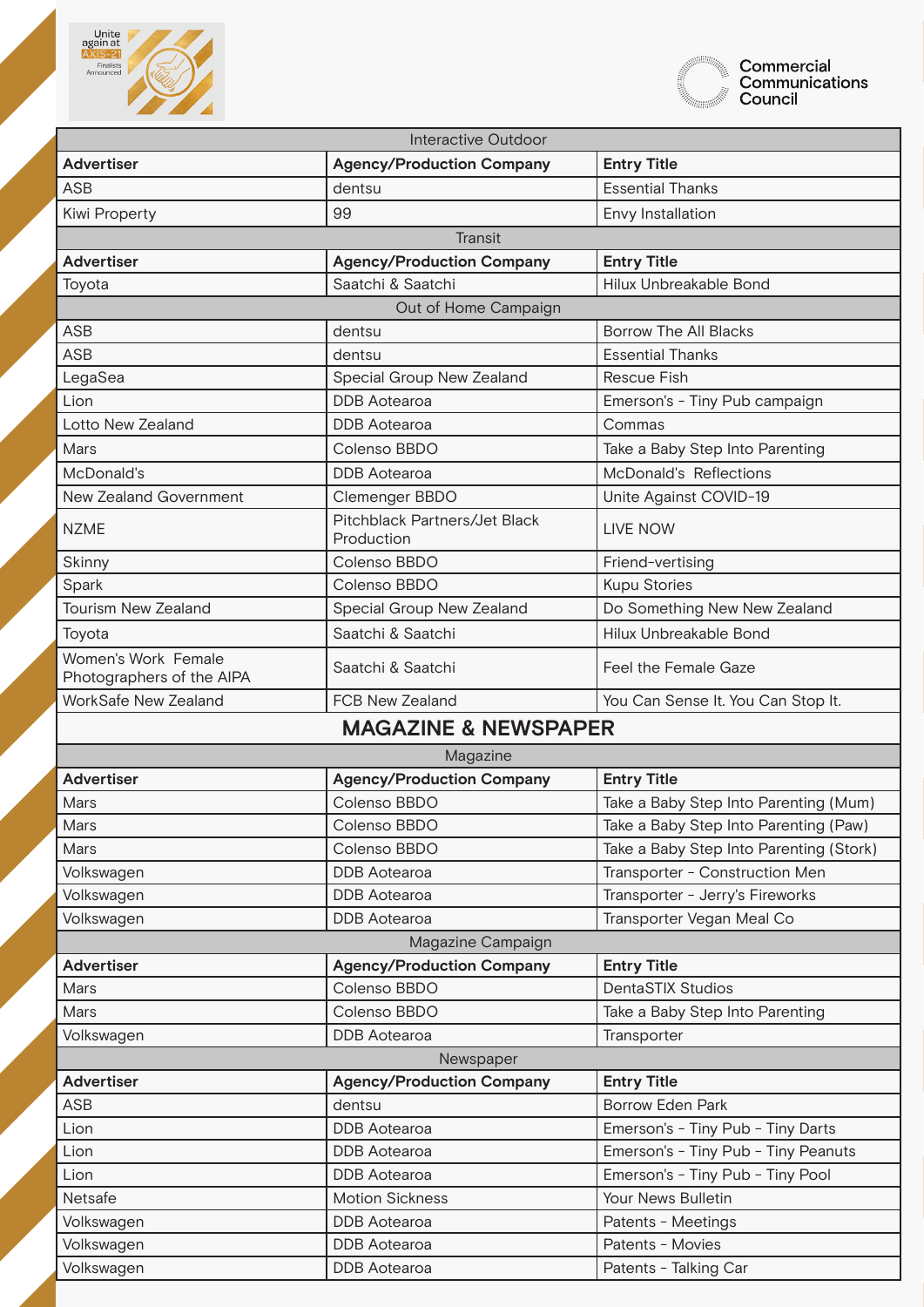| Interactive Outdoor | | |
|---|---|---|
| **Advertiser** | **Agency/Production Company** | **Entry Title** |
| ASB | dentsu | Essential Thanks |
| Kiwi Property | 99 | Envy Installation |

| Transit | | |
|---|---|---|
| **Advertiser** | **Agency/Production Company** | **Entry Title** |
| Toyota | Saatchi & Saatchi | Hilux Unbreakable Bond |

| Out of Home Campaign | | |
|---|---|---|
| ASB | dentsu | Borrow The All Blacks |
| ASB | dentsu | Essential Thanks |
| LegaSea | Special Group New Zealand | Rescue Fish |
| Lion | DDB Aotearoa | Emerson's - Tiny Pub campaign |
| Lotto New Zealand | DDB Aotearoa | Commas |
| Mars | Colenso BBDO | Take a Baby Step Into Parenting |
| McDonald's | DDB Aotearoa | McDonald's Reflections |
| New Zealand Government | Clemenger BBDO | Unite Against COVID-19 |
| NZME | Pitchblack Partners/Jet Black Production | LIVE NOW |
| Skinny | Colenso BBDO | Friend-vertising |
| Spark | Colenso BBDO | Kupu Stories |
| Tourism New Zealand | Special Group New Zealand | Do Something New New Zealand |
| Toyota | Saatchi & Saatchi | Hilux Unbreakable Bond |
| Women's Work Female Photographers of the AIPA | Saatchi & Saatchi | Feel the Female Gaze |
| WorkSafe New Zealand | FCB New Zealand | You Can Sense It. You Can Stop It. |

## MAGAZINE & NEWSPAPER

| Magazine | | |
|---|---|---|
| **Advertiser** | **Agency/Production Company** | **Entry Title** |
| Mars | Colenso BBDO | Take a Baby Step Into Parenting (Mum) |
| Mars | Colenso BBDO | Take a Baby Step Into Parenting (Paw) |
| Mars | Colenso BBDO | Take a Baby Step Into Parenting (Stork) |
| Volkswagen | DDB Aotearoa | Transporter - Construction Men |
| Volkswagen | DDB Aotearoa | Transporter - Jerry's Fireworks |
| Volkswagen | DDB Aotearoa | Transporter Vegan Meal Co |

| Magazine Campaign | | |
|---|---|---|
| **Advertiser** | **Agency/Production Company** | **Entry Title** |
| Mars | Colenso BBDO | DentaSTIX Studios |
| Mars | Colenso BBDO | Take a Baby Step Into Parenting |
| Volkswagen | DDB Aotearoa | Transporter |

| Newspaper | | |
|---|---|---|
| **Advertiser** | **Agency/Production Company** | **Entry Title** |
| ASB | dentsu | Borrow Eden Park |
| Lion | DDB Aotearoa | Emerson's - Tiny Pub - Tiny Darts |
| Lion | DDB Aotearoa | Emerson's - Tiny Pub - Tiny Peanuts |
| Lion | DDB Aotearoa | Emerson's - Tiny Pub - Tiny Pool |
| Netsafe | Motion Sickness | Your News Bulletin |
| Volkswagen | DDB Aotearoa | Patents - Meetings |
| Volkswagen | DDB Aotearoa | Patents - Movies |
| Volkswagen | DDB Aotearoa | Patents - Talking Car |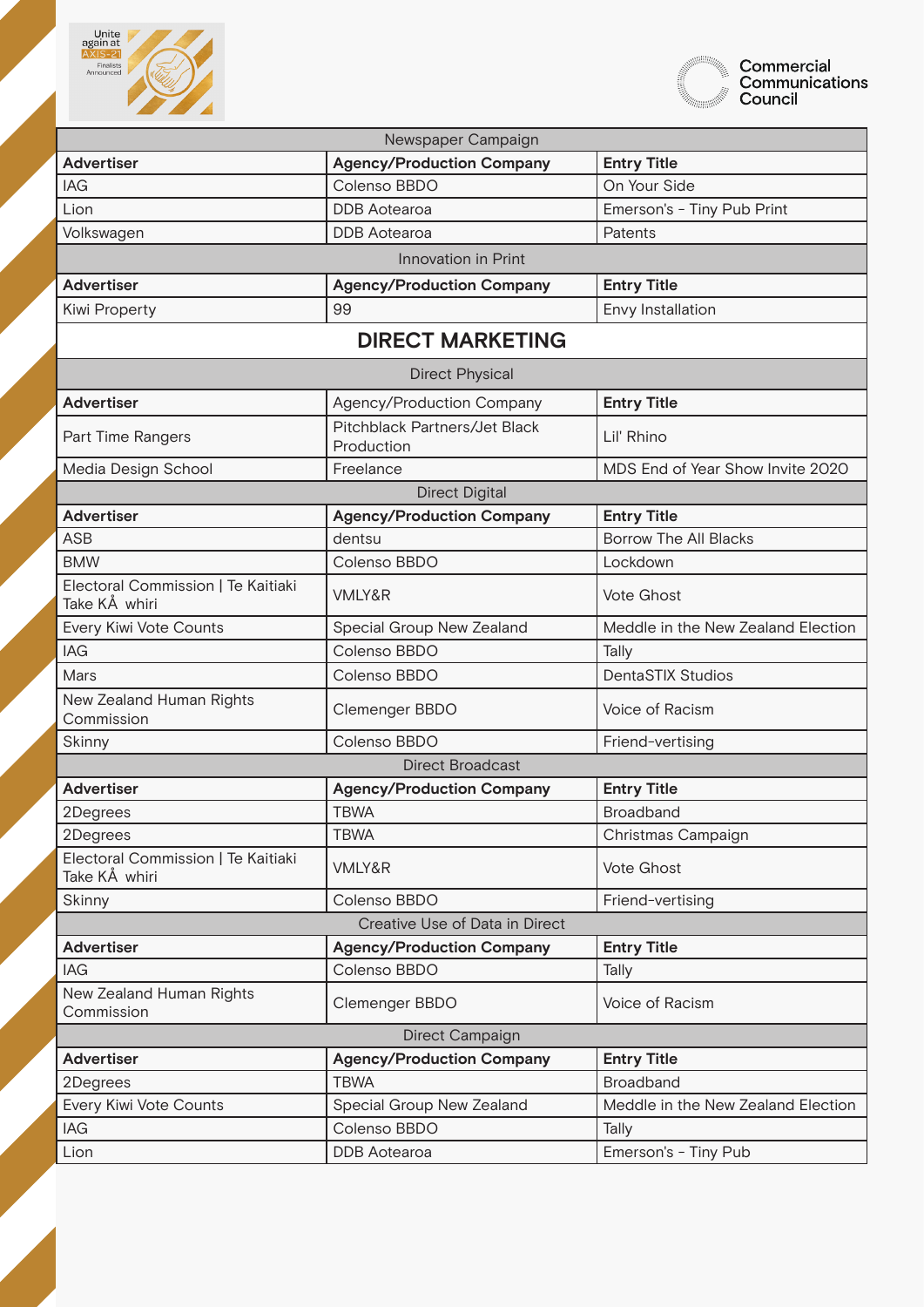| Newspaper Campaign | | |
|---|---|---|
| **Advertiser** | **Agency/Production Company** | **Entry Title** |
| IAG | Colenso BBDO | On Your Side |
| Lion | DDB Aotearoa | Emerson's - Tiny Pub Print |
| Volkswagen | DDB Aotearoa | Patents |

| Innovation in Print | | |
|---|---|---|
| **Advertiser** | **Agency/Production Company** | **Entry Title** |
| Kiwi Property | 99 | Envy Installation |

## DIRECT MARKETING

| Direct Physical | | |
|---|---|---|
| **Advertiser** | Agency/Production Company | **Entry Title** |
| Part Time Rangers | Pitchblack Partners/Jet Black Production | Lil' Rhino |
| Media Design School | Freelance | MDS End of Year Show Invite 2020 |

| Direct Digital | | |
|---|---|---|
| **Advertiser** | **Agency/Production Company** | **Entry Title** |
| ASB | dentsu | Borrow The All Blacks |
| BMW | Colenso BBDO | Lockdown |
| Electoral Commission \| Te Kaitiaki Take KÅ whiri | VMLY&R | Vote Ghost |
| Every Kiwi Vote Counts | Special Group New Zealand | Meddle in the New Zealand Election |
| IAG | Colenso BBDO | Tally |
| Mars | Colenso BBDO | DentaSTIX Studios |
| New Zealand Human Rights Commission | Clemenger BBDO | Voice of Racism |
| Skinny | Colenso BBDO | Friend-vertising |

| Direct Broadcast | | |
|---|---|---|
| **Advertiser** | **Agency/Production Company** | **Entry Title** |
| 2Degrees | TBWA | Broadband |
| 2Degrees | TBWA | Christmas Campaign |
| Electoral Commission \| Te Kaitiaki Take KÅ whiri | VMLY&R | Vote Ghost |
| Skinny | Colenso BBDO | Friend-vertising |

| Creative Use of Data in Direct | | |
|---|---|---|
| **Advertiser** | **Agency/Production Company** | **Entry Title** |
| IAG | Colenso BBDO | Tally |
| New Zealand Human Rights Commission | Clemenger BBDO | Voice of Racism |

| Direct Campaign | | |
|---|---|---|
| **Advertiser** | **Agency/Production Company** | **Entry Title** |
| 2Degrees | TBWA | Broadband |
| Every Kiwi Vote Counts | Special Group New Zealand | Meddle in the New Zealand Election |
| IAG | Colenso BBDO | Tally |
| Lion | DDB Aotearoa | Emerson's - Tiny Pub |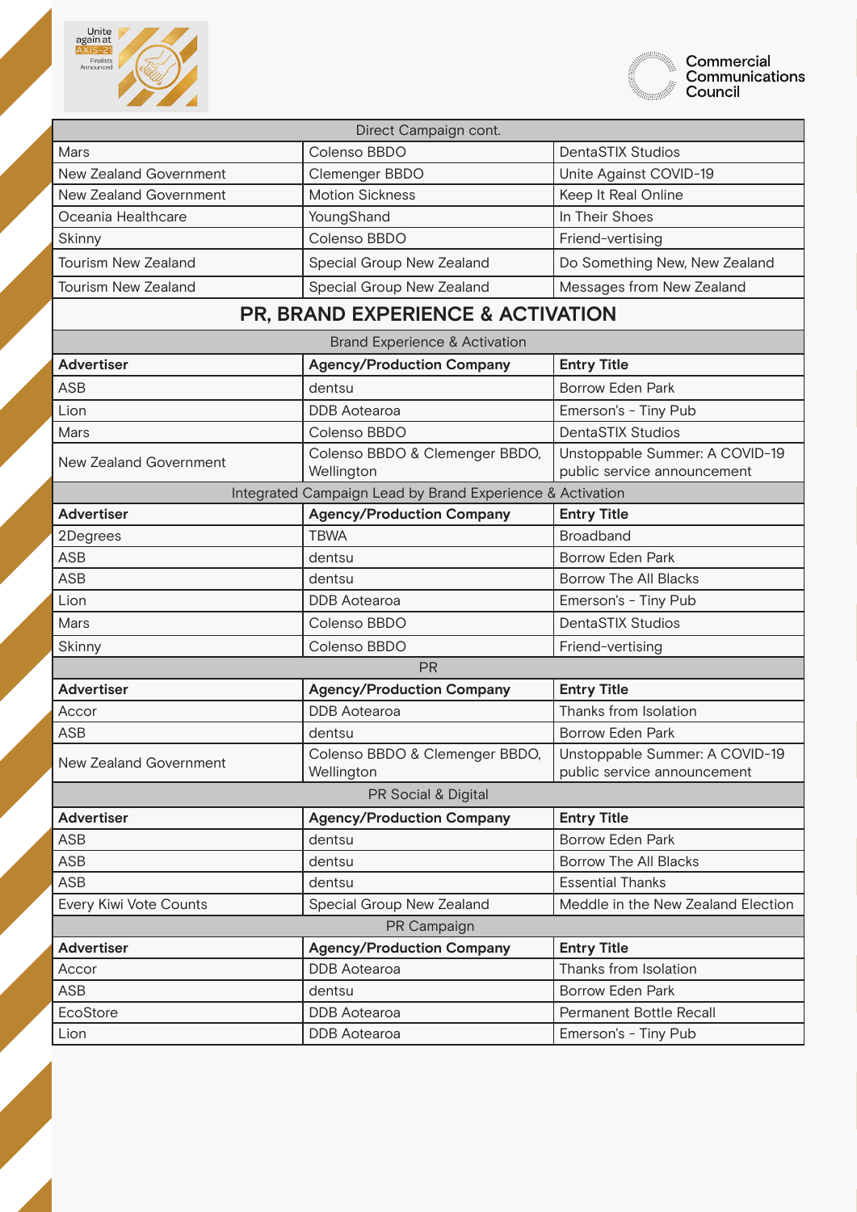| Direct Campaign cont. | | |
|---|---|---|
| Mars | Colenso BBDO | DentaSTIX Studios |
| New Zealand Government | Clemenger BBDO | Unite Against COVID-19 |
| New Zealand Government | Motion Sickness | Keep It Real Online |
| Oceania Healthcare | YoungShand | In Their Shoes |
| Skinny | Colenso BBDO | Friend-vertising |
| Tourism New Zealand | Special Group New Zealand | Do Something New, New Zealand |
| Tourism New Zealand | Special Group New Zealand | Messages from New Zealand |

## PR, BRAND EXPERIENCE & ACTIVATION

| Brand Experience & Activation | | |
|---|---|---|
| **Advertiser** | **Agency/Production Company** | **Entry Title** |
| ASB | dentsu | Borrow Eden Park |
| Lion | DDB Aotearoa | Emerson's - Tiny Pub |
| Mars | Colenso BBDO | DentaSTIX Studios |
| New Zealand Government | Colenso BBDO & Clemenger BBDO, Wellington | Unstoppable Summer: A COVID-19 public service announcement |

| Integrated Campaign Lead by Brand Experience & Activation | | |
|---|---|---|
| **Advertiser** | **Agency/Production Company** | **Entry Title** |
| 2Degrees | TBWA | Broadband |
| ASB | dentsu | Borrow Eden Park |
| ASB | dentsu | Borrow The All Blacks |
| Lion | DDB Aotearoa | Emerson's - Tiny Pub |
| Mars | Colenso BBDO | DentaSTIX Studios |
| Skinny | Colenso BBDO | Friend-vertising |

| PR | | |
|---|---|---|
| **Advertiser** | **Agency/Production Company** | **Entry Title** |
| Accor | DDB Aotearoa | Thanks from Isolation |
| ASB | dentsu | Borrow Eden Park |
| New Zealand Government | Colenso BBDO & Clemenger BBDO, Wellington | Unstoppable Summer: A COVID-19 public service announcement |

| PR Social & Digital | | |
|---|---|---|
| **Advertiser** | **Agency/Production Company** | **Entry Title** |
| ASB | dentsu | Borrow Eden Park |
| ASB | dentsu | Borrow The All Blacks |
| ASB | dentsu | Essential Thanks |
| Every Kiwi Vote Counts | Special Group New Zealand | Meddle in the New Zealand Election |

| PR Campaign | | |
|---|---|---|
| **Advertiser** | **Agency/Production Company** | **Entry Title** |
| Accor | DDB Aotearoa | Thanks from Isolation |
| ASB | dentsu | Borrow Eden Park |
| EcoStore | DDB Aotearoa | Permanent Bottle Recall |
| Lion | DDB Aotearoa | Emerson's - Tiny Pub |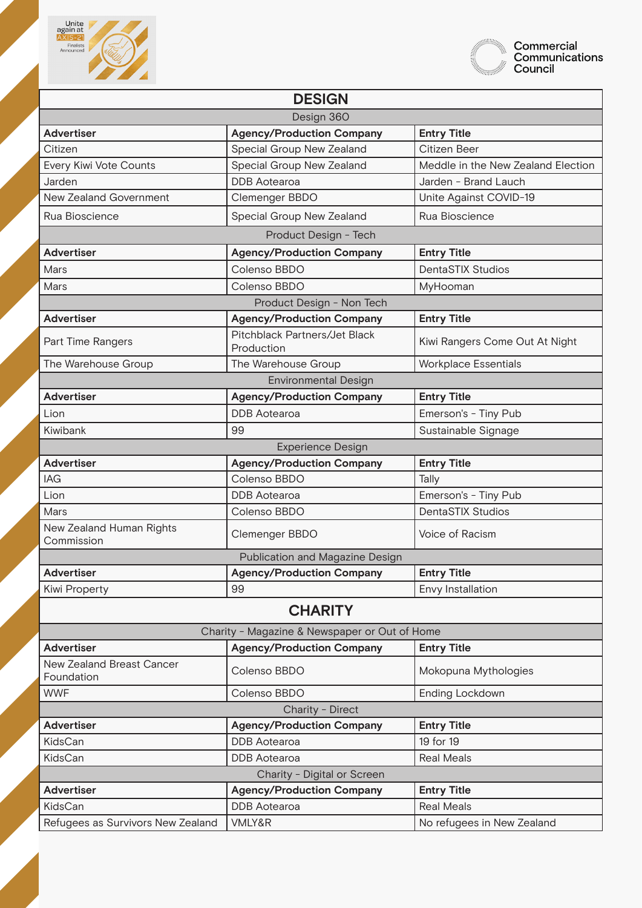## DESIGN

### Design 360

| Advertiser | Agency/Production Company | Entry Title |
|---|---|---|
| Citizen | Special Group New Zealand | Citizen Beer |
| Every Kiwi Vote Counts | Special Group New Zealand | Meddle in the New Zealand Election |
| Jarden | DDB Aotearoa | Jarden - Brand Lauch |
| New Zealand Government | Clemenger BBDO | Unite Against COVID-19 |
| Rua Bioscience | Special Group New Zealand | Rua Bioscience |

### Product Design - Tech

| Advertiser | Agency/Production Company | Entry Title |
|---|---|---|
| Mars | Colenso BBDO | DentaSTIX Studios |
| Mars | Colenso BBDO | MyHooman |

### Product Design - Non Tech

| Advertiser | Agency/Production Company | Entry Title |
|---|---|---|
| Part Time Rangers | Pitchblack Partners/Jet Black Production | Kiwi Rangers Come Out At Night |
| The Warehouse Group | The Warehouse Group | Workplace Essentials |

### Environmental Design

| Advertiser | Agency/Production Company | Entry Title |
|---|---|---|
| Lion | DDB Aotearoa | Emerson's - Tiny Pub |
| Kiwibank | 99 | Sustainable Signage |

### Experience Design

| Advertiser | Agency/Production Company | Entry Title |
|---|---|---|
| IAG | Colenso BBDO | Tally |
| Lion | DDB Aotearoa | Emerson's - Tiny Pub |
| Mars | Colenso BBDO | DentaSTIX Studios |
| New Zealand Human Rights Commission | Clemenger BBDO | Voice of Racism |

### Publication and Magazine Design

| Advertiser | Agency/Production Company | Entry Title |
|---|---|---|
| Kiwi Property | 99 | Envy Installation |

## CHARITY

### Charity - Magazine & Newspaper or Out of Home

| Advertiser | Agency/Production Company | Entry Title |
|---|---|---|
| New Zealand Breast Cancer Foundation | Colenso BBDO | Mokopuna Mythologies |
| WWF | Colenso BBDO | Ending Lockdown |

### Charity - Direct

| Advertiser | Agency/Production Company | Entry Title |
|---|---|---|
| KidsCan | DDB Aotearoa | 19 for 19 |
| KidsCan | DDB Aotearoa | Real Meals |

### Charity - Digital or Screen

| Advertiser | Agency/Production Company | Entry Title |
|---|---|---|
| KidsCan | DDB Aotearoa | Real Meals |
| Refugees as Survivors New Zealand | VMLY&R | No refugees in New Zealand |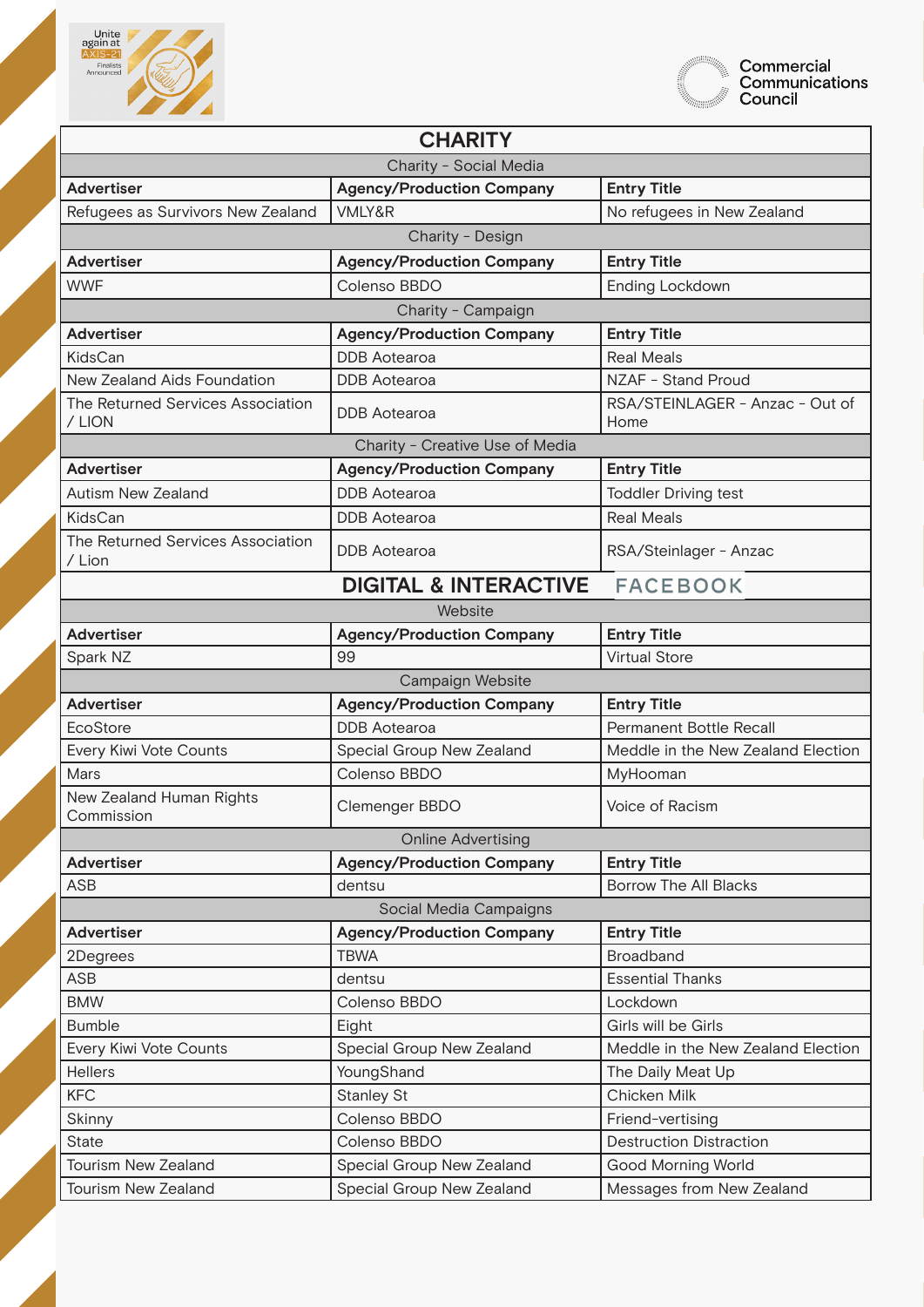## CHARITY

### Charity - Social Media

| Advertiser | Agency/Production Company | Entry Title |
|---|---|---|
| Refugees as Survivors New Zealand | VMLY&R | No refugees in New Zealand |

### Charity - Design

| Advertiser | Agency/Production Company | Entry Title |
|---|---|---|
| WWF | Colenso BBDO | Ending Lockdown |

### Charity - Campaign

| Advertiser | Agency/Production Company | Entry Title |
|---|---|---|
| KidsCan | DDB Aotearoa | Real Meals |
| New Zealand Aids Foundation | DDB Aotearoa | NZAF - Stand Proud |
| The Returned Services Association / LION | DDB Aotearoa | RSA/STEINLAGER - Anzac - Out of Home |

### Charity - Creative Use of Media

| Advertiser | Agency/Production Company | Entry Title |
|---|---|---|
| Autism New Zealand | DDB Aotearoa | Toddler Driving test |
| KidsCan | DDB Aotearoa | Real Meals |
| The Returned Services Association / Lion | DDB Aotearoa | RSA/Steinlager - Anzac |

## DIGITAL & INTERACTIVE FACEBOOK

### Website

| Advertiser | Agency/Production Company | Entry Title |
|---|---|---|
| Spark NZ | 99 | Virtual Store |

### Campaign Website

| Advertiser | Agency/Production Company | Entry Title |
|---|---|---|
| EcoStore | DDB Aotearoa | Permanent Bottle Recall |
| Every Kiwi Vote Counts | Special Group New Zealand | Meddle in the New Zealand Election |
| Mars | Colenso BBDO | MyHooman |
| New Zealand Human Rights Commission | Clemenger BBDO | Voice of Racism |

### Online Advertising

| Advertiser | Agency/Production Company | Entry Title |
|---|---|---|
| ASB | dentsu | Borrow The All Blacks |

### Social Media Campaigns

| Advertiser | Agency/Production Company | Entry Title |
|---|---|---|
| 2Degrees | TBWA | Broadband |
| ASB | dentsu | Essential Thanks |
| BMW | Colenso BBDO | Lockdown |
| Bumble | Eight | Girls will be Girls |
| Every Kiwi Vote Counts | Special Group New Zealand | Meddle in the New Zealand Election |
| Hellers | YoungShand | The Daily Meat Up |
| KFC | Stanley St | Chicken Milk |
| Skinny | Colenso BBDO | Friend-vertising |
| State | Colenso BBDO | Destruction Distraction |
| Tourism New Zealand | Special Group New Zealand | Good Morning World |
| Tourism New Zealand | Special Group New Zealand | Messages from New Zealand |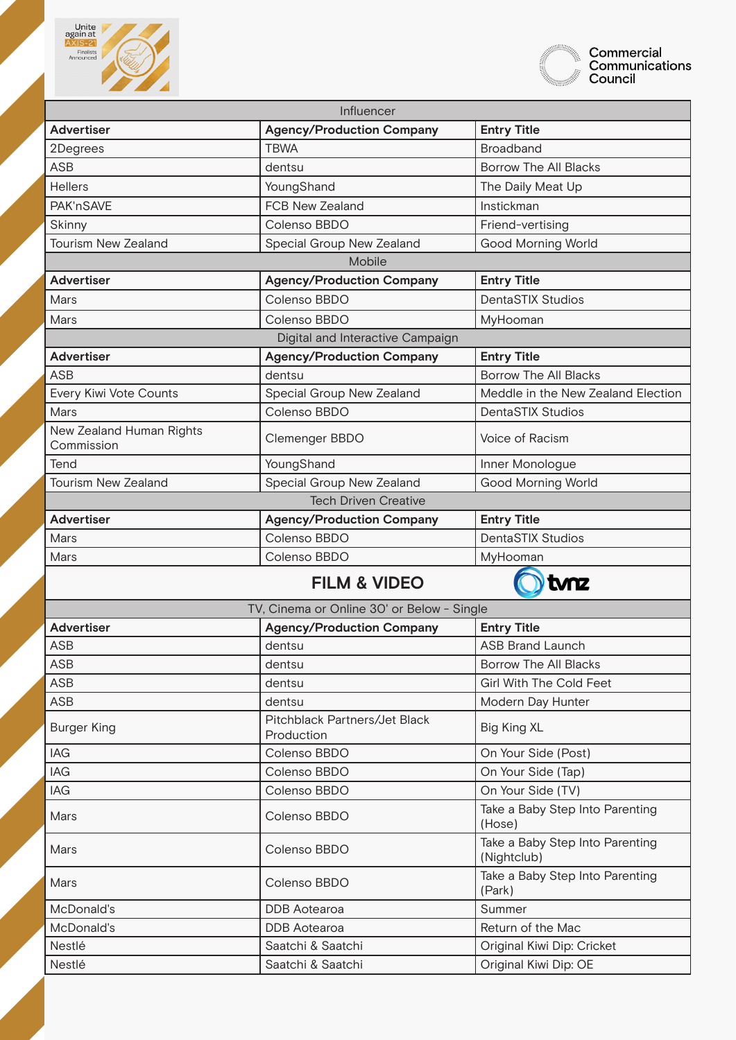| Influencer | | |
|---|---|---|
| **Advertiser** | **Agency/Production Company** | **Entry Title** |
| 2Degrees | TBWA | Broadband |
| ASB | dentsu | Borrow The All Blacks |
| Hellers | YoungShand | The Daily Meat Up |
| PAK'nSAVE | FCB New Zealand | Instickman |
| Skinny | Colenso BBDO | Friend-vertising |
| Tourism New Zealand | Special Group New Zealand | Good Morning World |

| Mobile | | |
|---|---|---|
| **Advertiser** | **Agency/Production Company** | **Entry Title** |
| Mars | Colenso BBDO | DentaSTIX Studios |
| Mars | Colenso BBDO | MyHooman |

| Digital and Interactive Campaign | | |
|---|---|---|
| **Advertiser** | **Agency/Production Company** | **Entry Title** |
| ASB | dentsu | Borrow The All Blacks |
| Every Kiwi Vote Counts | Special Group New Zealand | Meddle in the New Zealand Election |
| Mars | Colenso BBDO | DentaSTIX Studios |
| New Zealand Human Rights Commission | Clemenger BBDO | Voice of Racism |
| Tend | YoungShand | Inner Monologue |
| Tourism New Zealand | Special Group New Zealand | Good Morning World |

| Tech Driven Creative | | |
|---|---|---|
| **Advertiser** | **Agency/Production Company** | **Entry Title** |
| Mars | Colenso BBDO | DentaSTIX Studios |
| Mars | Colenso BBDO | MyHooman |

## FILM & VIDEO

| TV, Cinema or Online 30' or Below - Single | | |
|---|---|---|
| **Advertiser** | **Agency/Production Company** | **Entry Title** |
| ASB | dentsu | ASB Brand Launch |
| ASB | dentsu | Borrow The All Blacks |
| ASB | dentsu | Girl With The Cold Feet |
| ASB | dentsu | Modern Day Hunter |
| Burger King | Pitchblack Partners/Jet Black Production | Big King XL |
| IAG | Colenso BBDO | On Your Side (Post) |
| IAG | Colenso BBDO | On Your Side (Tap) |
| IAG | Colenso BBDO | On Your Side (TV) |
| Mars | Colenso BBDO | Take a Baby Step Into Parenting (Hose) |
| Mars | Colenso BBDO | Take a Baby Step Into Parenting (Nightclub) |
| Mars | Colenso BBDO | Take a Baby Step Into Parenting (Park) |
| McDonald's | DDB Aotearoa | Summer |
| McDonald's | DDB Aotearoa | Return of the Mac |
| Nestlé | Saatchi & Saatchi | Original Kiwi Dip: Cricket |
| Nestlé | Saatchi & Saatchi | Original Kiwi Dip: OE |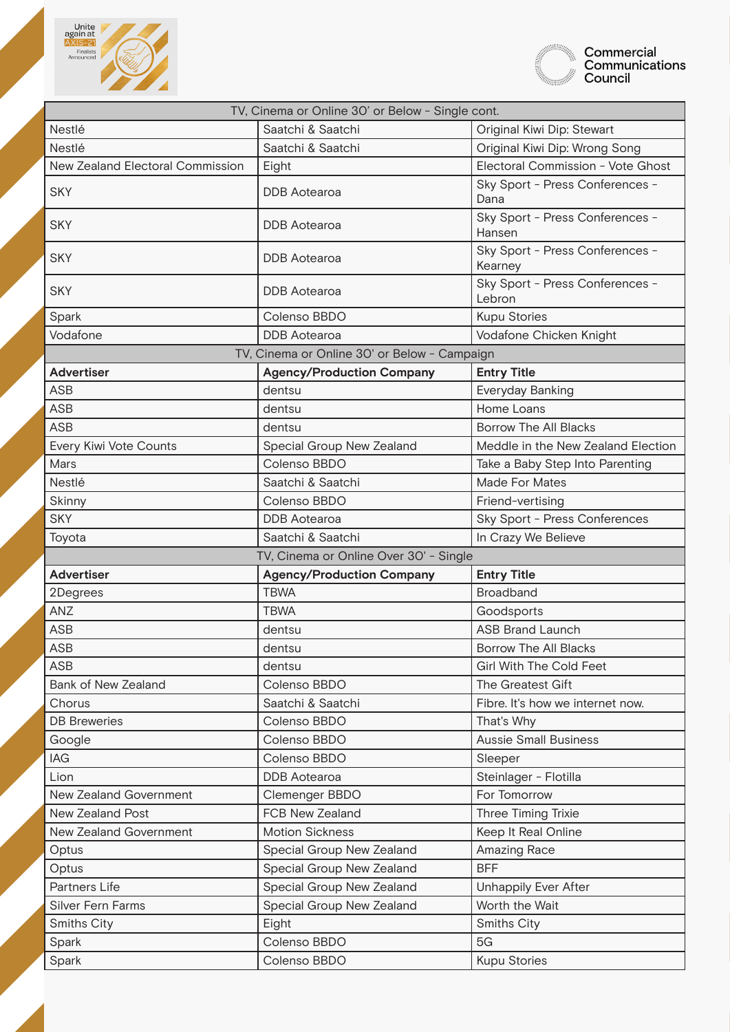| TV, Cinema or Online 30' or Below - Single cont. | | |
|---|---|---|
| Nestlé | Saatchi & Saatchi | Original Kiwi Dip: Stewart |
| Nestlé | Saatchi & Saatchi | Original Kiwi Dip: Wrong Song |
| New Zealand Electoral Commission | Eight | Electoral Commission - Vote Ghost |
| SKY | DDB Aotearoa | Sky Sport - Press Conferences - Dana |
| SKY | DDB Aotearoa | Sky Sport - Press Conferences - Hansen |
| SKY | DDB Aotearoa | Sky Sport - Press Conferences - Kearney |
| SKY | DDB Aotearoa | Sky Sport - Press Conferences - Lebron |
| Spark | Colenso BBDO | Kupu Stories |
| Vodafone | DDB Aotearoa | Vodafone Chicken Knight |

| TV, Cinema or Online 30' or Below - Campaign | | |
|---|---|---|
| **Advertiser** | **Agency/Production Company** | **Entry Title** |
| ASB | dentsu | Everyday Banking |
| ASB | dentsu | Home Loans |
| ASB | dentsu | Borrow The All Blacks |
| Every Kiwi Vote Counts | Special Group New Zealand | Meddle in the New Zealand Election |
| Mars | Colenso BBDO | Take a Baby Step Into Parenting |
| Nestlé | Saatchi & Saatchi | Made For Mates |
| Skinny | Colenso BBDO | Friend-vertising |
| SKY | DDB Aotearoa | Sky Sport - Press Conferences |
| Toyota | Saatchi & Saatchi | In Crazy We Believe |

| TV, Cinema or Online Over 30' - Single | | |
|---|---|---|
| **Advertiser** | **Agency/Production Company** | **Entry Title** |
| 2Degrees | TBWA | Broadband |
| ANZ | TBWA | Goodsports |
| ASB | dentsu | ASB Brand Launch |
| ASB | dentsu | Borrow The All Blacks |
| ASB | dentsu | Girl With The Cold Feet |
| Bank of New Zealand | Colenso BBDO | The Greatest Gift |
| Chorus | Saatchi & Saatchi | Fibre. It's how we internet now. |
| DB Breweries | Colenso BBDO | That's Why |
| Google | Colenso BBDO | Aussie Small Business |
| IAG | Colenso BBDO | Sleeper |
| Lion | DDB Aotearoa | Steinlager - Flotilla |
| New Zealand Government | Clemenger BBDO | For Tomorrow |
| New Zealand Post | FCB New Zealand | Three Timing Trixie |
| New Zealand Government | Motion Sickness | Keep It Real Online |
| Optus | Special Group New Zealand | Amazing Race |
| Optus | Special Group New Zealand | BFF |
| Partners Life | Special Group New Zealand | Unhappily Ever After |
| Silver Fern Farms | Special Group New Zealand | Worth the Wait |
| Smiths City | Eight | Smiths City |
| Spark | Colenso BBDO | 5G |
| Spark | Colenso BBDO | Kupu Stories |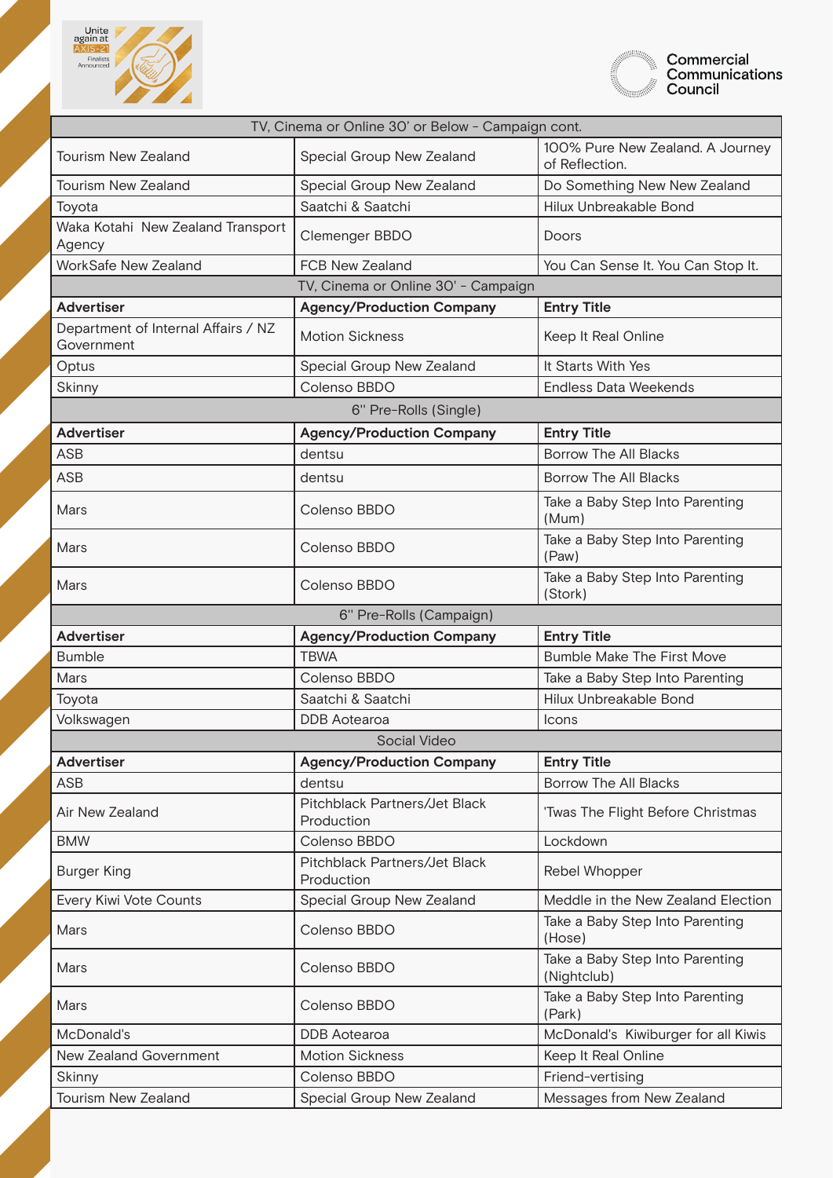| TV, Cinema or Online 30' or Below - Campaign cont. | | |
|---|---|---|
| Tourism New Zealand | Special Group New Zealand | 100% Pure New Zealand. A Journey of Reflection. |
| Tourism New Zealand | Special Group New Zealand | Do Something New New Zealand |
| Toyota | Saatchi & Saatchi | Hilux Unbreakable Bond |
| Waka Kotahi New Zealand Transport Agency | Clemenger BBDO | Doors |
| WorkSafe New Zealand | FCB New Zealand | You Can Sense It. You Can Stop It. |

| TV, Cinema or Online 30' - Campaign | | |
|---|---|---|
| **Advertiser** | **Agency/Production Company** | **Entry Title** |
| Department of Internal Affairs / NZ Government | Motion Sickness | Keep It Real Online |
| Optus | Special Group New Zealand | It Starts With Yes |
| Skinny | Colenso BBDO | Endless Data Weekends |

| 6'' Pre-Rolls (Single) | | |
|---|---|---|
| **Advertiser** | **Agency/Production Company** | **Entry Title** |
| ASB | dentsu | Borrow The All Blacks |
| ASB | dentsu | Borrow The All Blacks |
| Mars | Colenso BBDO | Take a Baby Step Into Parenting (Mum) |
| Mars | Colenso BBDO | Take a Baby Step Into Parenting (Paw) |
| Mars | Colenso BBDO | Take a Baby Step Into Parenting (Stork) |

| 6'' Pre-Rolls (Campaign) | | |
|---|---|---|
| **Advertiser** | **Agency/Production Company** | **Entry Title** |
| Bumble | TBWA | Bumble Make The First Move |
| Mars | Colenso BBDO | Take a Baby Step Into Parenting |
| Toyota | Saatchi & Saatchi | Hilux Unbreakable Bond |
| Volkswagen | DDB Aotearoa | Icons |

| Social Video | | |
|---|---|---|
| **Advertiser** | **Agency/Production Company** | **Entry Title** |
| ASB | dentsu | Borrow The All Blacks |
| Air New Zealand | Pitchblack Partners/Jet Black Production | 'Twas The Flight Before Christmas |
| BMW | Colenso BBDO | Lockdown |
| Burger King | Pitchblack Partners/Jet Black Production | Rebel Whopper |
| Every Kiwi Vote Counts | Special Group New Zealand | Meddle in the New Zealand Election |
| Mars | Colenso BBDO | Take a Baby Step Into Parenting (Hose) |
| Mars | Colenso BBDO | Take a Baby Step Into Parenting (Nightclub) |
| Mars | Colenso BBDO | Take a Baby Step Into Parenting (Park) |
| McDonald's | DDB Aotearoa | McDonald's Kiwiburger for all Kiwis |
| New Zealand Government | Motion Sickness | Keep It Real Online |
| Skinny | Colenso BBDO | Friend-vertising |
| Tourism New Zealand | Special Group New Zealand | Messages from New Zealand |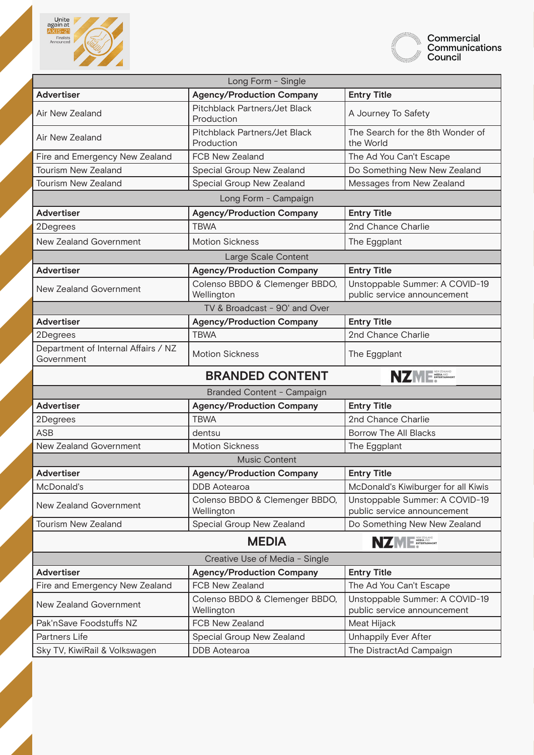| Long Form - Single | | |
|---|---|---|
| **Advertiser** | **Agency/Production Company** | **Entry Title** |
| Air New Zealand | Pitchblack Partners/Jet Black Production | A Journey To Safety |
| Air New Zealand | Pitchblack Partners/Jet Black Production | The Search for the 8th Wonder of the World |
| Fire and Emergency New Zealand | FCB New Zealand | The Ad You Can't Escape |
| Tourism New Zealand | Special Group New Zealand | Do Something New New Zealand |
| Tourism New Zealand | Special Group New Zealand | Messages from New Zealand |

| Long Form - Campaign | | |
|---|---|---|
| **Advertiser** | **Agency/Production Company** | **Entry Title** |
| 2Degrees | TBWA | 2nd Chance Charlie |
| New Zealand Government | Motion Sickness | The Eggplant |

| Large Scale Content | | |
|---|---|---|
| **Advertiser** | **Agency/Production Company** | **Entry Title** |
| New Zealand Government | Colenso BBDO & Clemenger BBDO, Wellington | Unstoppable Summer: A COVID-19 public service announcement |

| TV & Broadcast - 90' and Over | | |
|---|---|---|
| **Advertiser** | **Agency/Production Company** | **Entry Title** |
| 2Degrees | TBWA | 2nd Chance Charlie |
| Department of Internal Affairs / NZ Government | Motion Sickness | The Eggplant |

## BRANDED CONTENT

| Branded Content - Campaign | | |
|---|---|---|
| **Advertiser** | **Agency/Production Company** | **Entry Title** |
| 2Degrees | TBWA | 2nd Chance Charlie |
| ASB | dentsu | Borrow The All Blacks |
| New Zealand Government | Motion Sickness | The Eggplant |

| Music Content | | |
|---|---|---|
| **Advertiser** | **Agency/Production Company** | **Entry Title** |
| McDonald's | DDB Aotearoa | McDonald's Kiwiburger for all Kiwis |
| New Zealand Government | Colenso BBDO & Clemenger BBDO, Wellington | Unstoppable Summer: A COVID-19 public service announcement |
| Tourism New Zealand | Special Group New Zealand | Do Something New New Zealand |

## MEDIA

| Creative Use of Media - Single | | |
|---|---|---|
| **Advertiser** | **Agency/Production Company** | **Entry Title** |
| Fire and Emergency New Zealand | FCB New Zealand | The Ad You Can't Escape |
| New Zealand Government | Colenso BBDO & Clemenger BBDO, Wellington | Unstoppable Summer: A COVID-19 public service announcement |
| Pak'nSave Foodstuffs NZ | FCB New Zealand | Meat Hijack |
| Partners Life | Special Group New Zealand | Unhappily Ever After |
| Sky TV, KiwiRail & Volkswagen | DDB Aotearoa | The DistractAd Campaign |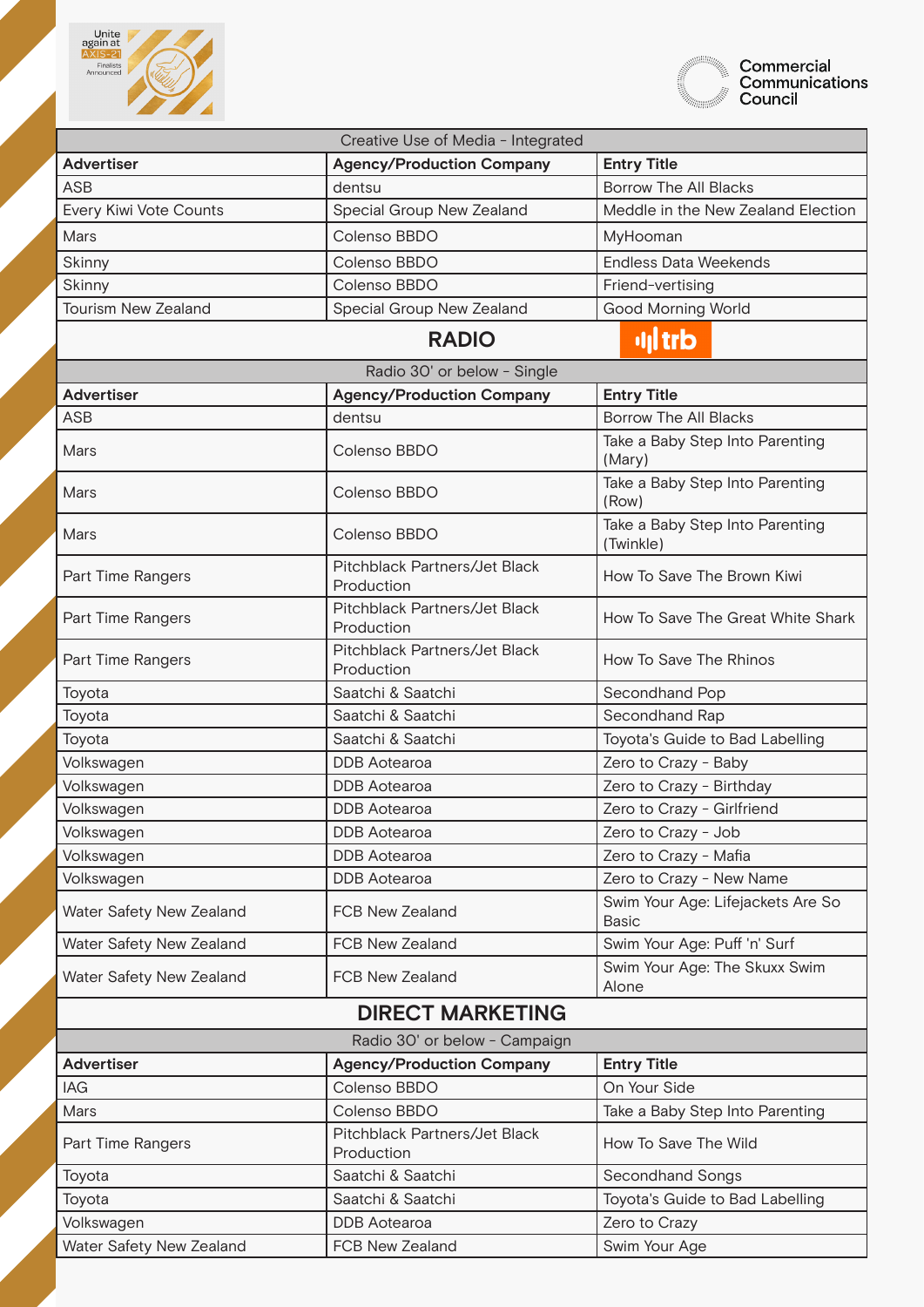| Creative Use of Media - Integrated | | |
|---|---|---|
| **Advertiser** | **Agency/Production Company** | **Entry Title** |
| ASB | dentsu | Borrow The All Blacks |
| Every Kiwi Vote Counts | Special Group New Zealand | Meddle in the New Zealand Election |
| Mars | Colenso BBDO | MyHooman |
| Skinny | Colenso BBDO | Endless Data Weekends |
| Skinny | Colenso BBDO | Friend-vertising |
| Tourism New Zealand | Special Group New Zealand | Good Morning World |

## RADIO

trb

| Radio 30' or below - Single | | |
|---|---|---|
| **Advertiser** | **Agency/Production Company** | **Entry Title** |
| ASB | dentsu | Borrow The All Blacks |
| Mars | Colenso BBDO | Take a Baby Step Into Parenting (Mary) |
| Mars | Colenso BBDO | Take a Baby Step Into Parenting (Row) |
| Mars | Colenso BBDO | Take a Baby Step Into Parenting (Twinkle) |
| Part Time Rangers | Pitchblack Partners/Jet Black Production | How To Save The Brown Kiwi |
| Part Time Rangers | Pitchblack Partners/Jet Black Production | How To Save The Great White Shark |
| Part Time Rangers | Pitchblack Partners/Jet Black Production | How To Save The Rhinos |
| Toyota | Saatchi & Saatchi | Secondhand Pop |
| Toyota | Saatchi & Saatchi | Secondhand Rap |
| Toyota | Saatchi & Saatchi | Toyota's Guide to Bad Labelling |
| Volkswagen | DDB Aotearoa | Zero to Crazy - Baby |
| Volkswagen | DDB Aotearoa | Zero to Crazy - Birthday |
| Volkswagen | DDB Aotearoa | Zero to Crazy - Girlfriend |
| Volkswagen | DDB Aotearoa | Zero to Crazy - Job |
| Volkswagen | DDB Aotearoa | Zero to Crazy - Mafia |
| Volkswagen | DDB Aotearoa | Zero to Crazy - New Name |
| Water Safety New Zealand | FCB New Zealand | Swim Your Age: Lifejackets Are So Basic |
| Water Safety New Zealand | FCB New Zealand | Swim Your Age: Puff 'n' Surf |
| Water Safety New Zealand | FCB New Zealand | Swim Your Age: The Skuxx Swim Alone |

## DIRECT MARKETING

| Radio 30' or below - Campaign | | |
|---|---|---|
| **Advertiser** | **Agency/Production Company** | **Entry Title** |
| IAG | Colenso BBDO | On Your Side |
| Mars | Colenso BBDO | Take a Baby Step Into Parenting |
| Part Time Rangers | Pitchblack Partners/Jet Black Production | How To Save The Wild |
| Toyota | Saatchi & Saatchi | Secondhand Songs |
| Toyota | Saatchi & Saatchi | Toyota's Guide to Bad Labelling |
| Volkswagen | DDB Aotearoa | Zero to Crazy |
| Water Safety New Zealand | FCB New Zealand | Swim Your Age |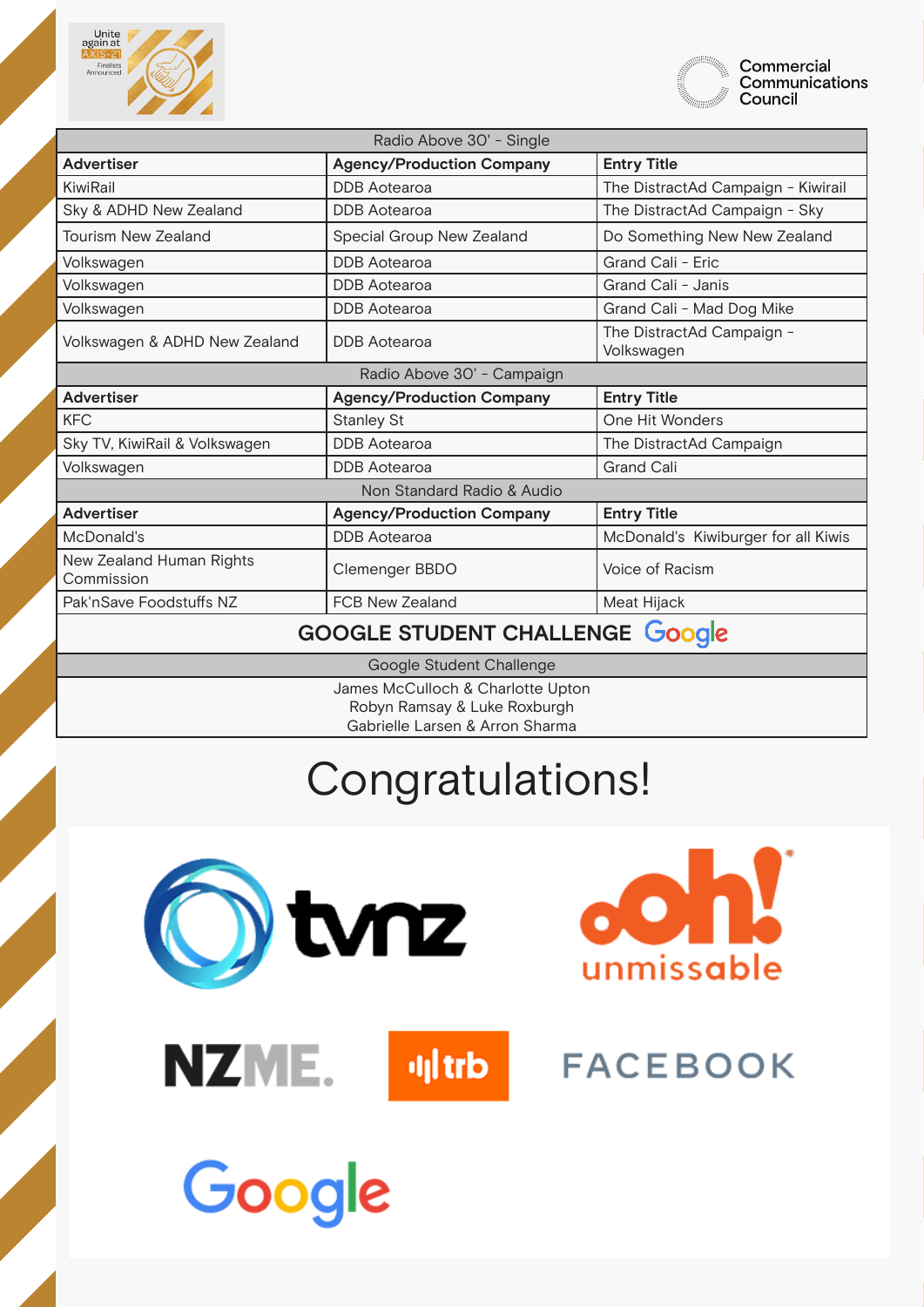| Radio Above 30' - Single | | |
|---|---|---|
| **Advertiser** | **Agency/Production Company** | **Entry Title** |
| KiwiRail | DDB Aotearoa | The DistractAd Campaign - Kiwirail |
| Sky & ADHD New Zealand | DDB Aotearoa | The DistractAd Campaign - Sky |
| Tourism New Zealand | Special Group New Zealand | Do Something New New Zealand |
| Volkswagen | DDB Aotearoa | Grand Cali - Eric |
| Volkswagen | DDB Aotearoa | Grand Cali - Janis |
| Volkswagen | DDB Aotearoa | Grand Cali - Mad Dog Mike |
| Volkswagen & ADHD New Zealand | DDB Aotearoa | The DistractAd Campaign - Volkswagen |

| Radio Above 30' - Campaign | | |
|---|---|---|
| **Advertiser** | **Agency/Production Company** | **Entry Title** |
| KFC | Stanley St | One Hit Wonders |
| Sky TV, KiwiRail & Volkswagen | DDB Aotearoa | The DistractAd Campaign |
| Volkswagen | DDB Aotearoa | Grand Cali |

| Non Standard Radio & Audio | | |
|---|---|---|
| **Advertiser** | **Agency/Production Company** | **Entry Title** |
| McDonald's | DDB Aotearoa | McDonald's Kiwiburger for all Kiwis |
| New Zealand Human Rights Commission | Clemenger BBDO | Voice of Racism |
| Pak'nSave Foodstuffs NZ | FCB New Zealand | Meat Hijack |

## GOOGLE STUDENT CHALLENGE

| Google Student Challenge |
|---|
| James McCulloch & Charlotte Upton<br>Robyn Ramsay & Luke Roxburgh<br>Gabrielle Larsen & Arron Sharma |

# Congratulations!